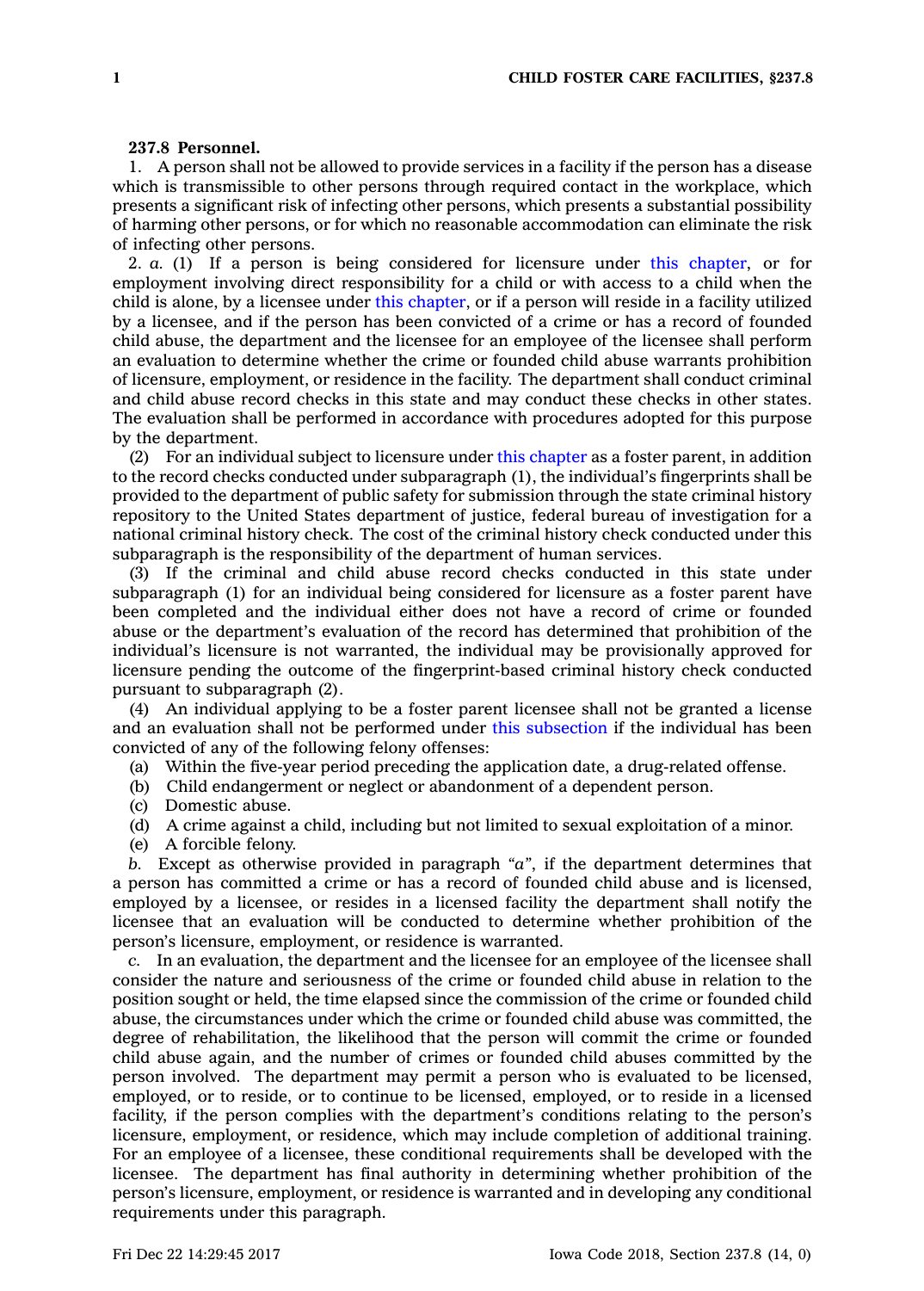**237.8 Personnel.**

1. A person shall not be allowed to provide services in a facility if the person has a disease which is transmissible to other persons through required contact in the workplace, which presents a significant risk of infecting other persons, which presents a substantial possibility of harming other persons, or for which no reasonable accommodation can eliminate the risk of infecting other persons.

2. *a.* (1) If a person is being considered for licensure under this chapter, or for employment involving direct responsibility for a child or with access to a child when the child is alone, by a licensee under this chapter, or if a person will reside in a facility utilized by a licensee, and if the person has been convicted of a crime or has a record of founded child abuse, the department and the licensee for an employee of the licensee shall perform an evaluation to determine whether the crime or founded child abuse warrants prohibition of licensure, employment, or residence in the facility. The department shall conduct criminal and child abuse record checks in this state and may conduct these checks in other states. The evaluation shall be performed in accordance with procedures adopted for this purpose by the department.

(2) For an individual subject to licensure under this chapter as a foster parent, in addition to the record checks conducted under subparagraph (1), the individual's fingerprints shall be provided to the department of public safety for submission through the state criminal history repository to the United States department of justice, federal bureau of investigation for a national criminal history check. The cost of the criminal history check conducted under this subparagraph is the responsibility of the department of human services.

(3) If the criminal and child abuse record checks conducted in this state under subparagraph (1) for an individual being considered for licensure as a foster parent have been completed and the individual either does not have a record of crime or founded abuse or the department's evaluation of the record has determined that prohibition of the individual's licensure is not warranted, the individual may be provisionally approved for licensure pending the outcome of the fingerprint-based criminal history check conducted pursuant to subparagraph (2).

(4) An individual applying to be a foster parent licensee shall not be granted a license and an evaluation shall not be performed under this subsection if the individual has been convicted of any of the following felony offenses:

(a) Within the five-year period preceding the application date, a drug-related offense.

(b) Child endangerment or neglect or abandonment of a dependent person.

(c) Domestic abuse.

(d) A crime against a child, including but not limited to sexual exploitation of a minor.

(e) A forcible felony.

*b.* Except as otherwise provided in paragraph *"a"*, if the department determines that a person has committed a crime or has a record of founded child abuse and is licensed, employed by a licensee, or resides in a licensed facility the department shall notify the licensee that an evaluation will be conducted to determine whether prohibition of the person's licensure, employment, or residence is warranted.

*c.* In an evaluation, the department and the licensee for an employee of the licensee shall consider the nature and seriousness of the crime or founded child abuse in relation to the position sought or held, the time elapsed since the commission of the crime or founded child abuse, the circumstances under which the crime or founded child abuse was committed, the degree of rehabilitation, the likelihood that the person will commit the crime or founded child abuse again, and the number of crimes or founded child abuses committed by the person involved. The department may permit a person who is evaluated to be licensed, employed, or to reside, or to continue to be licensed, employed, or to reside in a licensed facility, if the person complies with the department's conditions relating to the person's licensure, employment, or residence, which may include completion of additional training. For an employee of a licensee, these conditional requirements shall be developed with the licensee. The department has final authority in determining whether prohibition of the person's licensure, employment, or residence is warranted and in developing any conditional requirements under this paragraph.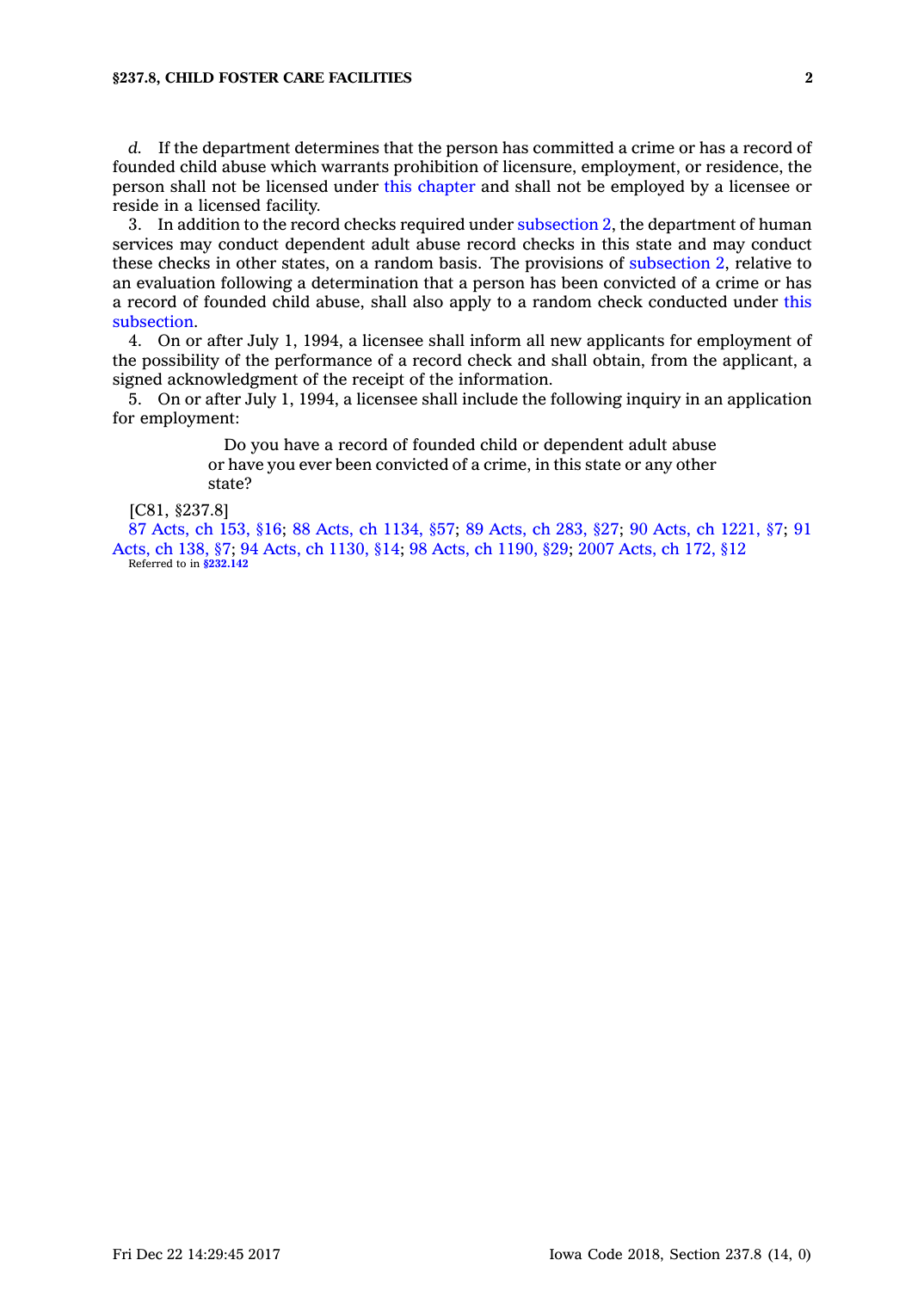*d.* If the department determines that the person has committed a crime or has a record of founded child abuse which warrants prohibition of licensure, employment, or residence, the person shall not be licensed under this chapter and shall not be employed by a licensee or reside in a licensed facility.

3. In addition to the record checks required under subsection 2, the department of human services may conduct dependent adult abuse record checks in this state and may conduct these checks in other states, on a random basis. The provisions of subsection 2, relative to an evaluation following a determination that a person has been convicted of a crime or has a record of founded child abuse, shall also apply to a random check conducted under this subsection.

4. On or after July 1, 1994, a licensee shall inform all new applicants for employment of the possibility of the performance of a record check and shall obtain, from the applicant, a signed acknowledgment of the receipt of the information.

5. On or after July 1, 1994, a licensee shall include the following inquiry in an application for employment:

> Do you have a record of founded child or dependent adult abuse or have you ever been convicted of a crime, in this state or any other state?

[C81, §237.8]

87 Acts, ch 153, §16; 88 Acts, ch 1134, §57; 89 Acts, ch 283, §27; 90 Acts, ch 1221, §7; 91 Acts, ch 138, §7; 94 Acts, ch 1130, §14; 98 Acts, ch 1190, §29; 2007 Acts, ch 172, §12

Referred to in **§232.142**